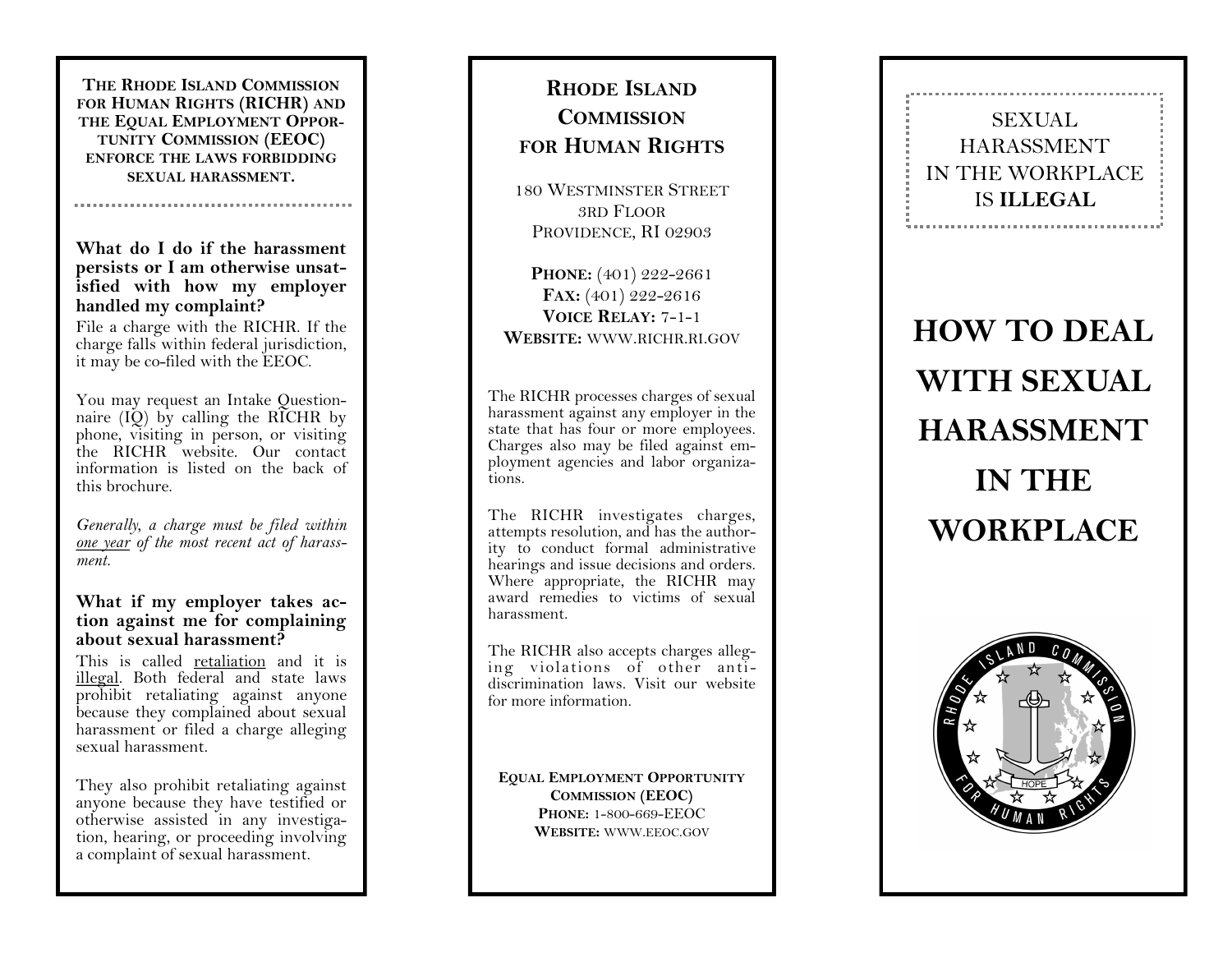**The Rhode Island Commission for Human Rights (RICHR) and the Equal Employment Opportunity Commission (EEOC) enforce the laws forbidding sexual harassment.**

### What do I do if the harassment persists or I am otherwise unsatisfied with how my employer handled my complaint?

File a charge with the RICHR. If the charge falls within federal jurisdiction, it may be co-filed with the EEOC.

You may request an Intake Questionnaire (IQ) by calling the RICHR by phone, visiting in person, or visiting the RICHR website. Our contact information is listed on the back of this brochure.

*Generally, a charge must be filed within one year of the most recent act of harassment.*

### What if my employer takes action against me for complaining about sexual harassment?

This is called retaliation and it is illegal. Both federal and state laws prohibit retaliating against anyone because they complained about sexual harassment or filed a charge alleging sexual harassment.

They also prohibit retaliating against anyone because they have testified or otherwise assisted in any investigation, hearing, or proceeding involving a complaint of sexual harassment.

## Rhode Island Commission for Human Rights

180 Westminster Street
3rd Floor
Providence, RI 02903

**Phone:** (401) 222-2661
**Fax:** (401) 222-2616
**Voice Relay:** 7-1-1
**Website:** www.richr.ri.gov

The RICHR processes charges of sexual harassment against any employer in the state that has four or more employees. Charges also may be filed against employment agencies and labor organizations.

The RICHR investigates charges, attempts resolution, and has the authority to conduct formal administrative hearings and issue decisions and orders. Where appropriate, the RICHR may award remedies to victims of sexual harassment.

The RICHR also accepts charges alleging violations of other anti-discrimination laws. Visit our website for more information.

**Equal Employment Opportunity Commission (EEOC)**
**Phone:** 1-800-669-EEOC
**Website:** www.eeoc.gov

SEXUAL HARASSMENT IN THE WORKPLACE IS **ILLEGAL**

# HOW TO DEAL WITH SEXUAL HARASSMENT IN THE WORKPLACE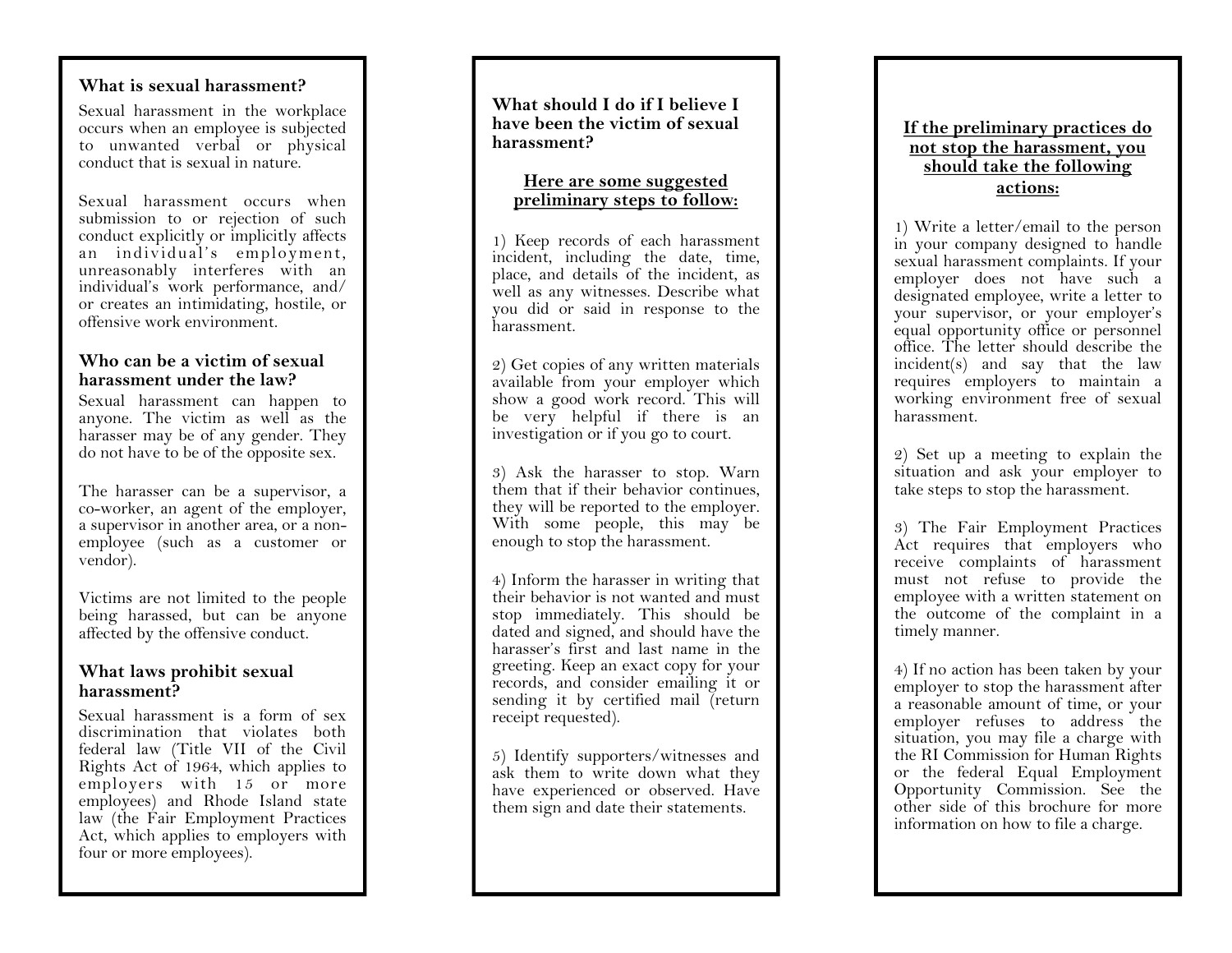### What is sexual harassment?

Sexual harassment in the workplace occurs when an employee is subjected to unwanted verbal or physical conduct that is sexual in nature.

Sexual harassment occurs when submission to or rejection of such conduct explicitly or implicitly affects an individual's employment, unreasonably interferes with an individual's work performance, and/or creates an intimidating, hostile, or offensive work environment.

### Who can be a victim of sexual harassment under the law?

Sexual harassment can happen to anyone. The victim as well as the harasser may be of any gender. They do not have to be of the opposite sex.

The harasser can be a supervisor, a co-worker, an agent of the employer, a supervisor in another area, or a non-employee (such as a customer or vendor).

Victims are not limited to the people being harassed, but can be anyone affected by the offensive conduct.

### What laws prohibit sexual harassment?

Sexual harassment is a form of sex discrimination that violates both federal law (Title VII of the Civil Rights Act of 1964, which applies to employers with 15 or more employees) and Rhode Island state law (the Fair Employment Practices Act, which applies to employers with four or more employees).

### What should I do if I believe I have been the victim of sexual harassment?

**Here are some suggested preliminary steps to follow:**

1) Keep records of each harassment incident, including the date, time, place, and details of the incident, as well as any witnesses. Describe what you did or said in response to the harassment.

2) Get copies of any written materials available from your employer which show a good work record. This will be very helpful if there is an investigation or if you go to court.

3) Ask the harasser to stop. Warn them that if their behavior continues, they will be reported to the employer. With some people, this may be enough to stop the harassment.

4) Inform the harasser in writing that their behavior is not wanted and must stop immediately. This should be dated and signed, and should have the harasser's first and last name in the greeting. Keep an exact copy for your records, and consider emailing it or sending it by certified mail (return receipt requested).

5) Identify supporters/witnesses and ask them to write down what they have experienced or observed. Have them sign and date their statements.

**If the preliminary practices do not stop the harassment, you should take the following actions:**

1) Write a letter/email to the person in your company designed to handle sexual harassment complaints. If your employer does not have such a designated employee, write a letter to your supervisor, or your employer's equal opportunity office or personnel office. The letter should describe the incident(s) and say that the law requires employers to maintain a working environment free of sexual harassment.

2) Set up a meeting to explain the situation and ask your employer to take steps to stop the harassment.

3) The Fair Employment Practices Act requires that employers who receive complaints of harassment must not refuse to provide the employee with a written statement on the outcome of the complaint in a timely manner.

4) If no action has been taken by your employer to stop the harassment after a reasonable amount of time, or your employer refuses to address the situation, you may file a charge with the RI Commission for Human Rights or the federal Equal Employment Opportunity Commission. See the other side of this brochure for more information on how to file a charge.